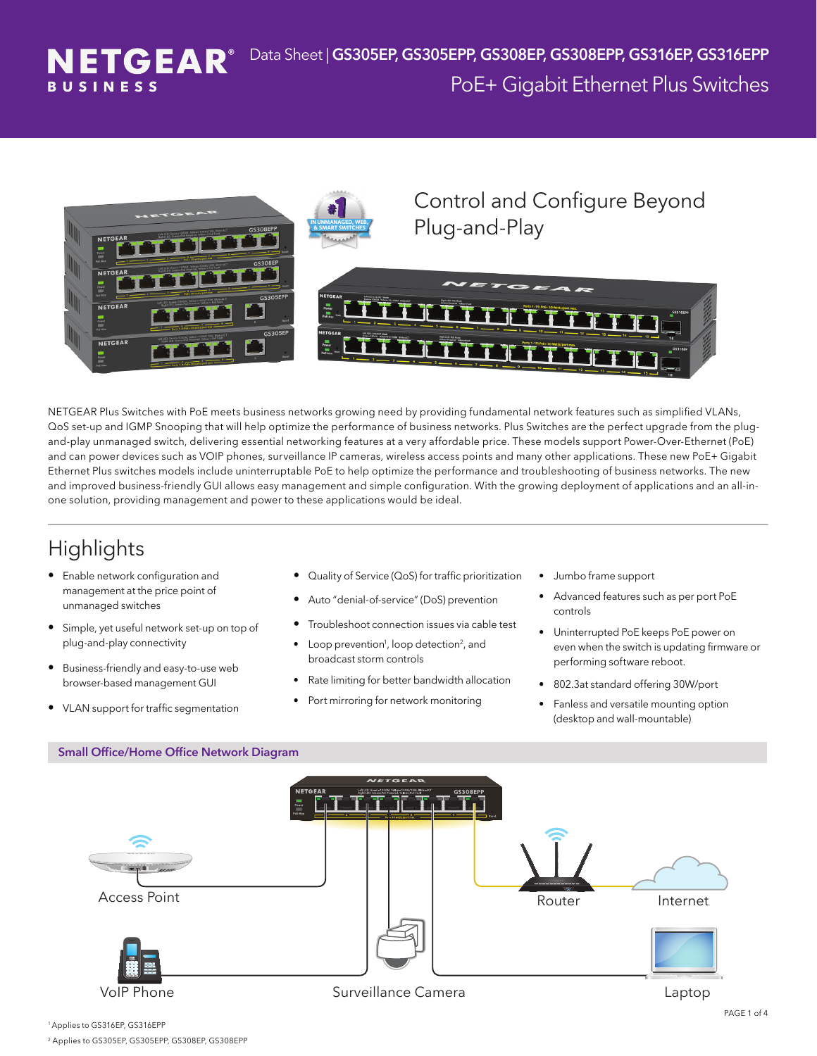# NETGEAR BUSINESS

Data Sheet | **GS305EP, GS305EPP, GS308EP, GS308EPP, GS316EP, GS316EPP**

PoE+ Gigabit Ethernet Plus Switches

## Control and Configure Beyond Plug-and-Play

NETGEAR Plus Switches with PoE meets business networks growing need by providing fundamental network features such as simplified VLANs, QoS set-up and IGMP Snooping that will help optimize the performance of business networks. Plus Switches are the perfect upgrade from the plug-and-play unmanaged switch, delivering essential networking features at a very affordable price. These models support Power-Over-Ethernet (PoE) and can power devices such as VOIP phones, surveillance IP cameras, wireless access points and many other applications. These new PoE+ Gigabit Ethernet Plus switches models include uninterruptable PoE to help optimize the performance and troubleshooting of business networks. The new and improved business-friendly GUI allows easy management and simple configuration. With the growing deployment of applications and an all-in-one solution, providing management and power to these applications would be ideal.

## Highlights

- Enable network configuration and management at the price point of unmanaged switches
- Simple, yet useful network set-up on top of plug-and-play connectivity
- Business-friendly and easy-to-use web browser-based management GUI
- VLAN support for traffic segmentation
- Quality of Service (QoS) for traffic prioritization
- Auto "denial-of-service" (DoS) prevention
- Troubleshoot connection issues via cable test
- Loop prevention[1], loop detection[2], and broadcast storm controls
- Rate limiting for better bandwidth allocation
- Port mirroring for network monitoring
- Jumbo frame support
- Advanced features such as per port PoE controls
- Uninterrupted PoE keeps PoE power on even when the switch is updating firmware or performing software reboot.
- 802.3at standard offering 30W/port
- Fanless and versatile mounting option (desktop and wall-mountable)

### Small Office/Home Office Network Diagram

Access Point, VoIP Phone, Surveillance Camera, Router, Internet, Laptop

[1] Applies to GS316EP, GS316EPP

[2] Applies to GS305EP, GS305EPP, GS308EP, GS308EPP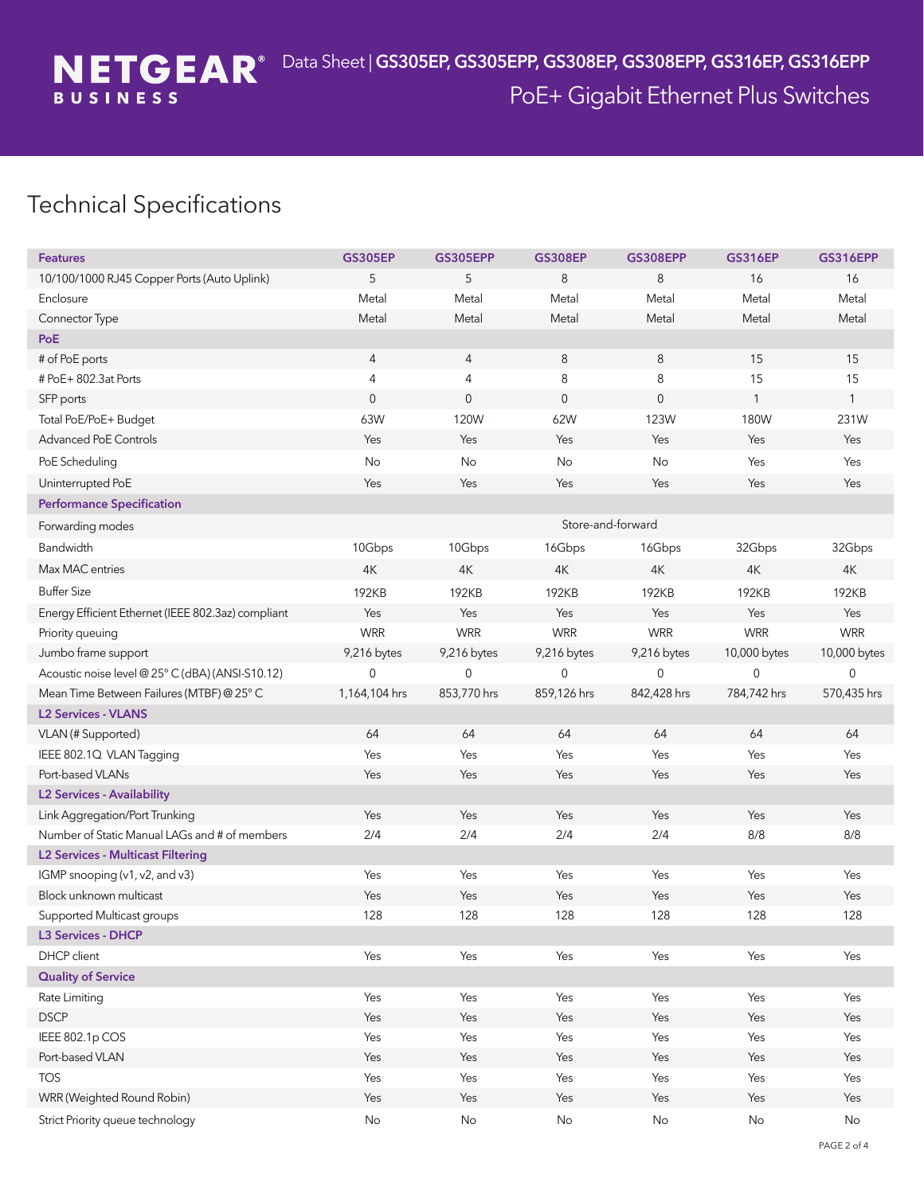# Technical Specifications

| Features | GS305EP | GS305EPP | GS308EP | GS308EPP | GS316EP | GS316EPP |
|---|---|---|---|---|---|---|
| 10/100/1000 RJ45 Copper Ports (Auto Uplink) | 5 | 5 | 8 | 8 | 16 | 16 |
| Enclosure | Metal | Metal | Metal | Metal | Metal | Metal |
| Connector Type | Metal | Metal | Metal | Metal | Metal | Metal |
| **PoE** | | | | | | |
| # of PoE ports | 4 | 4 | 8 | 8 | 15 | 15 |
| # PoE+ 802.3at Ports | 4 | 4 | 8 | 8 | 15 | 15 |
| SFP ports | 0 | 0 | 0 | 0 | 1 | 1 |
| Total PoE/PoE+ Budget | 63W | 120W | 62W | 123W | 180W | 231W |
| Advanced PoE Controls | Yes | Yes | Yes | Yes | Yes | Yes |
| PoE Scheduling | No | No | No | No | Yes | Yes |
| Uninterrupted PoE | Yes | Yes | Yes | Yes | Yes | Yes |
| **Performance Specification** | | | | | | |
| Forwarding modes | Store-and-forward | | | | | |
| Bandwidth | 10Gbps | 10Gbps | 16Gbps | 16Gbps | 32Gbps | 32Gbps |
| Max MAC entries | 4K | 4K | 4K | 4K | 4K | 4K |
| Buffer Size | 192KB | 192KB | 192KB | 192KB | 192KB | 192KB |
| Energy Efficient Ethernet (IEEE 802.3az) compliant | Yes | Yes | Yes | Yes | Yes | Yes |
| Priority queuing | WRR | WRR | WRR | WRR | WRR | WRR |
| Jumbo frame support | 9,216 bytes | 9,216 bytes | 9,216 bytes | 9,216 bytes | 10,000 bytes | 10,000 bytes |
| Acoustic noise level @ 25° C (dBA) (ANSI-S10.12) | 0 | 0 | 0 | 0 | 0 | 0 |
| Mean Time Between Failures (MTBF) @ 25° C | 1,164,104 hrs | 853,770 hrs | 859,126 hrs | 842,428 hrs | 784,742 hrs | 570,435 hrs |
| **L2 Services - VLANS** | | | | | | |
| VLAN (# Supported) | 64 | 64 | 64 | 64 | 64 | 64 |
| IEEE 802.1Q VLAN Tagging | Yes | Yes | Yes | Yes | Yes | Yes |
| Port-based VLANs | Yes | Yes | Yes | Yes | Yes | Yes |
| **L2 Services - Availability** | | | | | | |
| Link Aggregation/Port Trunking | Yes | Yes | Yes | Yes | Yes | Yes |
| Number of Static Manual LAGs and # of members | 2/4 | 2/4 | 2/4 | 2/4 | 8/8 | 8/8 |
| **L2 Services - Multicast Filtering** | | | | | | |
| IGMP snooping (v1, v2, and v3) | Yes | Yes | Yes | Yes | Yes | Yes |
| Block unknown multicast | Yes | Yes | Yes | Yes | Yes | Yes |
| Supported Multicast groups | 128 | 128 | 128 | 128 | 128 | 128 |
| **L3 Services - DHCP** | | | | | | |
| DHCP client | Yes | Yes | Yes | Yes | Yes | Yes |
| **Quality of Service** | | | | | | |
| Rate Limiting | Yes | Yes | Yes | Yes | Yes | Yes |
| DSCP | Yes | Yes | Yes | Yes | Yes | Yes |
| IEEE 802.1p COS | Yes | Yes | Yes | Yes | Yes | Yes |
| Port-based VLAN | Yes | Yes | Yes | Yes | Yes | Yes |
| TOS | Yes | Yes | Yes | Yes | Yes | Yes |
| WRR (Weighted Round Robin) | Yes | Yes | Yes | Yes | Yes | Yes |
| Strict Priority queue technology | No | No | No | No | No | No |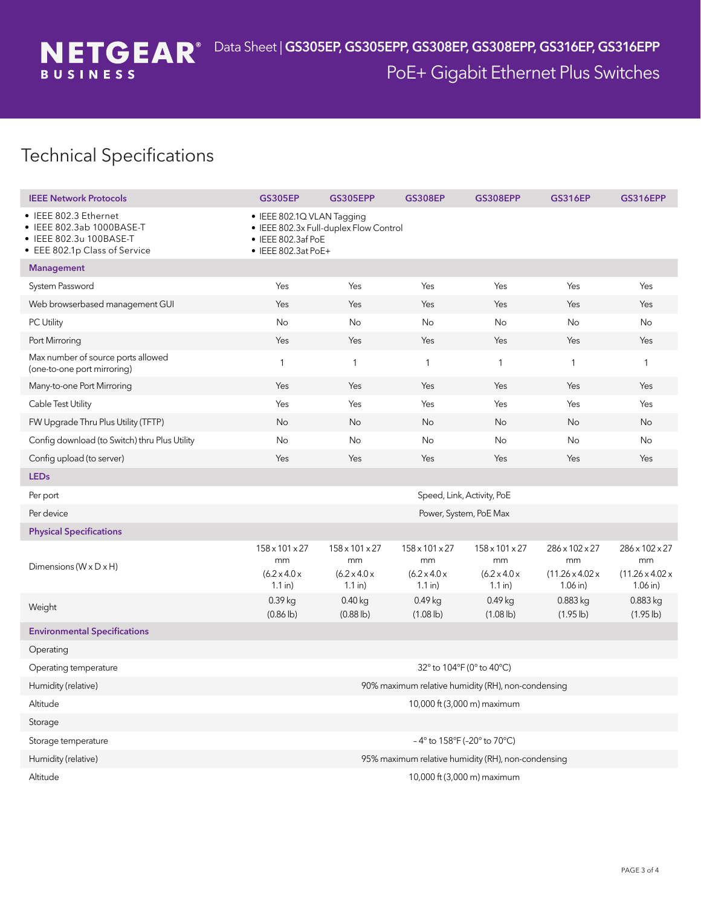Data Sheet | GS305EP, GS305EPP, GS308EP, GS308EPP, GS316EP, GS316EPP

PoE+ Gigabit Ethernet Plus Switches

# Technical Specifications

| IEEE Network Protocols | GS305EP | GS305EPP | GS308EP | GS308EPP | GS316EP | GS316EPP |
|---|---|---|---|---|---|---|
| • IEEE 802.3 Ethernet<br>• IEEE 802.3ab 1000BASE-T<br>• IEEE 802.3u 100BASE-T<br>• EEE 802.1p Class of Service | • IEEE 802.1Q VLAN Tagging<br>• IEEE 802.3x Full-duplex Flow Control<br>• IEEE 802.3af PoE<br>• IEEE 802.3at PoE+ | | | | | |
| **Management** | | | | | | |
| System Password | Yes | Yes | Yes | Yes | Yes | Yes |
| Web browserbased management GUI | Yes | Yes | Yes | Yes | Yes | Yes |
| PC Utility | No | No | No | No | No | No |
| Port Mirroring | Yes | Yes | Yes | Yes | Yes | Yes |
| Max number of source ports allowed (one-to-one port mirroring) | 1 | 1 | 1 | 1 | 1 | 1 |
| Many-to-one Port Mirroring | Yes | Yes | Yes | Yes | Yes | Yes |
| Cable Test Utility | Yes | Yes | Yes | Yes | Yes | Yes |
| FW Upgrade Thru Plus Utility (TFTP) | No | No | No | No | No | No |
| Config download (to Switch) thru Plus Utility | No | No | No | No | No | No |
| Config upload (to server) | Yes | Yes | Yes | Yes | Yes | Yes |
| **LEDs** | | | | | | |
| Per port | Speed, Link, Activity, PoE | | | | | |
| Per device | Power, System, PoE Max | | | | | |
| **Physical Specifications** | | | | | | |
| Dimensions (W x D x H) | 158 x 101 x 27 mm (6.2 x 4.0 x 1.1 in) | 158 x 101 x 27 mm (6.2 x 4.0 x 1.1 in) | 158 x 101 x 27 mm (6.2 x 4.0 x 1.1 in) | 158 x 101 x 27 mm (6.2 x 4.0 x 1.1 in) | 286 x 102 x 27 mm (11.26 x 4.02 x 1.06 in) | 286 x 102 x 27 mm (11.26 x 4.02 x 1.06 in) |
| Weight | 0.39 kg (0.86 lb) | 0.40 kg (0.88 lb) | 0.49 kg (1.08 lb) | 0.49 kg (1.08 lb) | 0.883 kg (1.95 lb) | 0.883 kg (1.95 lb) |
| **Environmental Specifications** | | | | | | |
| Operating | | | | | | |
| Operating temperature | 32° to 104°F (0° to 40°C) | | | | | |
| Humidity (relative) | 90% maximum relative humidity (RH), non-condensing | | | | | |
| Altitude | 10,000 ft (3,000 m) maximum | | | | | |
| Storage | | | | | | |
| Storage temperature | – 4° to 158°F (-20° to 70°C) | | | | | |
| Humidity (relative) | 95% maximum relative humidity (RH), non-condensing | | | | | |
| Altitude | 10,000 ft (3,000 m) maximum | | | | | |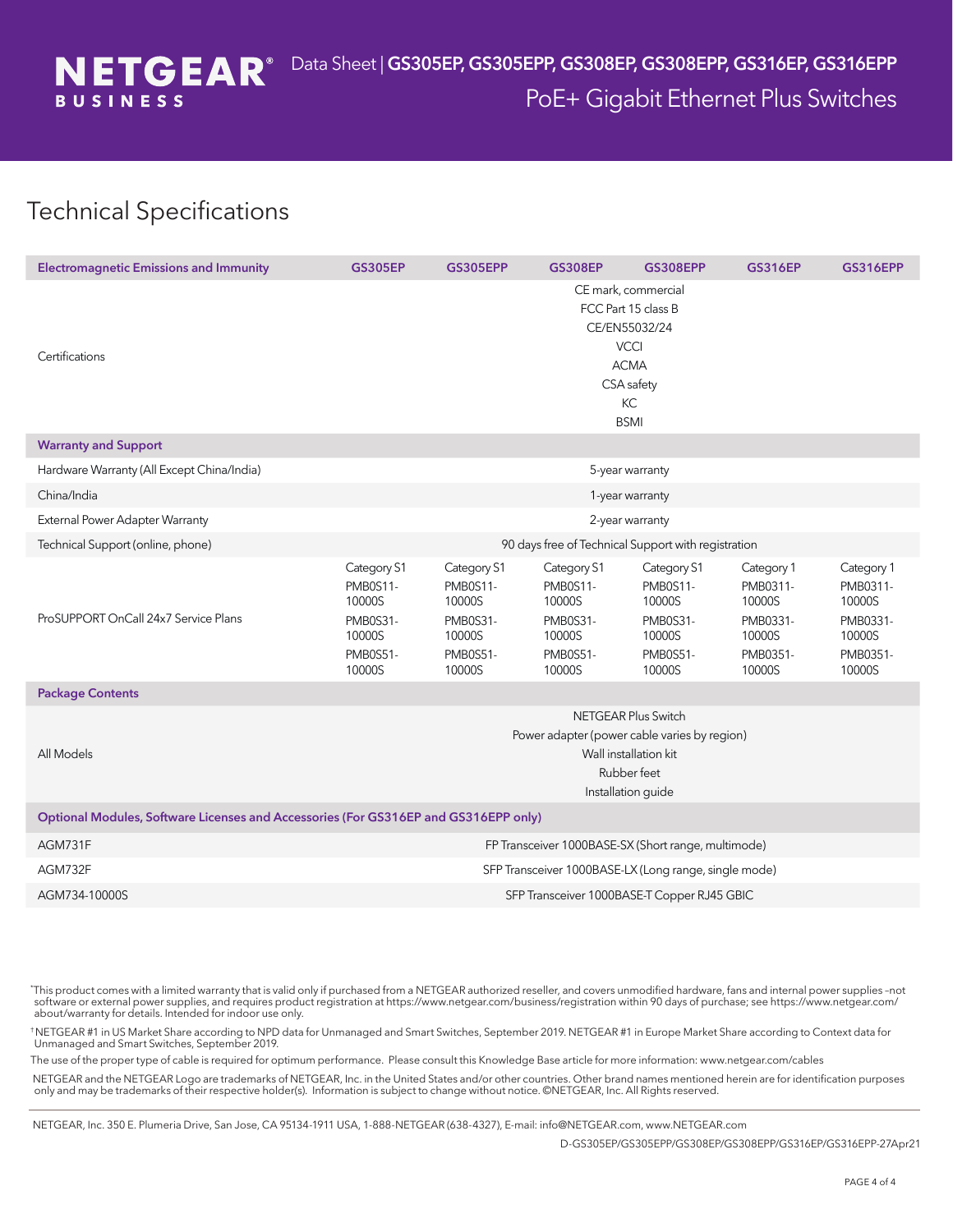# Technical Specifications

| Electromagnetic Emissions and Immunity | GS305EP | GS305EPP | GS308EP | GS308EPP | GS316EP | GS316EPP |
|---|---|---|---|---|---|---|
| Certifications | CE mark, commercial<br>FCC Part 15 class B<br>CE/EN55032/24<br>VCCI<br>ACMA<br>CSA safety<br>KC<br>BSMI | | | | | |
| **Warranty and Support** | | | | | | |
| Hardware Warranty (All Except China/India) | 5-year warranty | | | | | |
| China/India | 1-year warranty | | | | | |
| External Power Adapter Warranty | 2-year warranty | | | | | |
| Technical Support (online, phone) | 90 days free of Technical Support with registration | | | | | |
| ProSUPPORT OnCall 24x7 Service Plans | Category S1<br>PMB0S11-10000S<br>PMB0S31-10000S<br>PMB0S51-10000S | Category S1<br>PMB0S11-10000S<br>PMB0S31-10000S<br>PMB0S51-10000S | Category S1<br>PMB0S11-10000S<br>PMB0S31-10000S<br>PMB0S51-10000S | Category S1<br>PMB0S11-10000S<br>PMB0S31-10000S<br>PMB0S51-10000S | Category 1<br>PMB0311-10000S<br>PMB0331-10000S<br>PMB0351-10000S | Category 1<br>PMB0311-10000S<br>PMB0331-10000S<br>PMB0351-10000S |
| **Package Contents** | | | | | | |
| All Models | NETGEAR Plus Switch<br>Power adapter (power cable varies by region)<br>Wall installation kit<br>Rubber feet<br>Installation guide | | | | | |
| **Optional Modules, Software Licenses and Accessories (For GS316EP and GS316EPP only)** | | | | | | |
| AGM731F | FP Transceiver 1000BASE-SX (Short range, multimode) | | | | | |
| AGM732F | SFP Transceiver 1000BASE-LX (Long range, single mode) | | | | | |
| AGM734-10000S | SFP Transceiver 1000BASE-T Copper RJ45 GBIC | | | | | |

*This product comes with a limited warranty that is valid only if purchased from a NETGEAR authorized reseller, and covers unmodified hardware, fans and internal power supplies –not software or external power supplies, and requires product registration at https://www.netgear.com/business/registration within 90 days of purchase; see https://www.netgear.com/about/warranty for details. Intended for indoor use only.

†NETGEAR #1 in US Market Share according to NPD data for Unmanaged and Smart Switches, September 2019. NETGEAR #1 in Europe Market Share according to Context data for Unmanaged and Smart Switches, September 2019.

The use of the proper type of cable is required for optimum performance. Please consult this Knowledge Base article for more information: www.netgear.com/cables

NETGEAR and the NETGEAR Logo are trademarks of NETGEAR, Inc. in the United States and/or other countries. Other brand names mentioned herein are for identification purposes only and may be trademarks of their respective holder(s). Information is subject to change without notice. ©NETGEAR, Inc. All Rights reserved.

NETGEAR, Inc. 350 E. Plumeria Drive, San Jose, CA 95134-1911 USA, 1-888-NETGEAR (638-4327), E-mail: info@NETGEAR.com, www.NETGEAR.com

D-GS305EP/GS305EPP/GS308EP/GS308EPP/GS316EP/GS316EPP-27Apr21